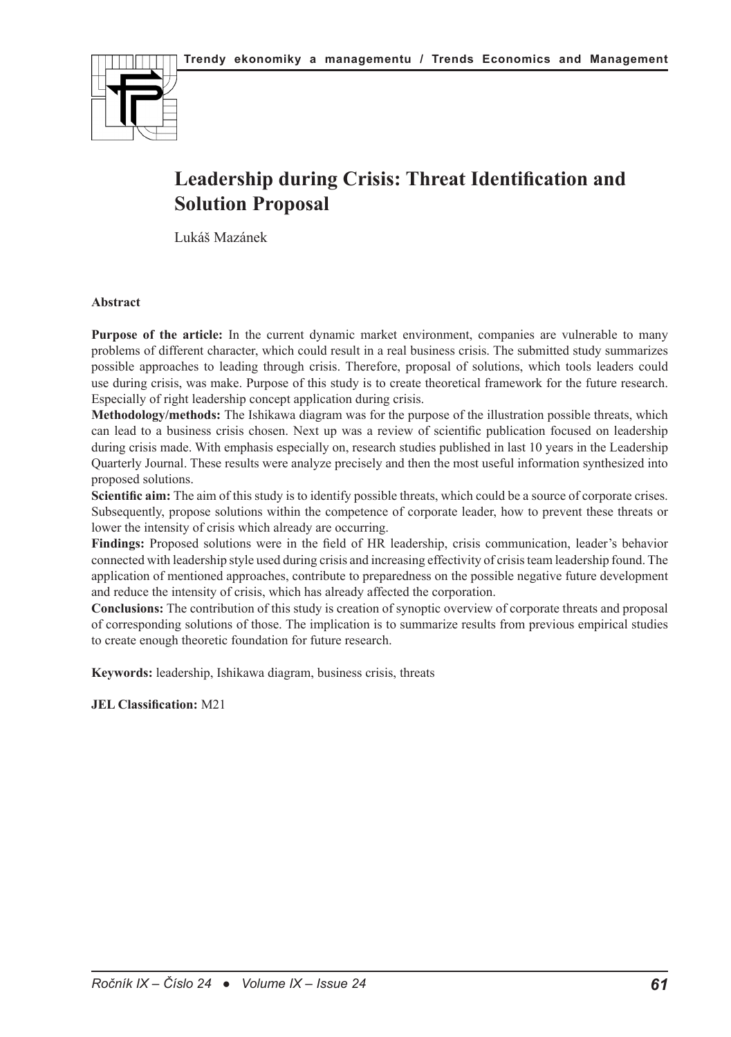# Leadership during Crisis: Threat Identification and Solution Proposal

Lukáš Mazánek

## Abstract

**Purpose of the article:** In the current dynamic market environment, companies are vulnerable to many problems of different character, which could result in a real business crisis. The submitted study summarizes possible approaches to leading through crisis. Therefore, proposal of solutions, which tools leaders could use during crisis, was make. Purpose of this study is to create theoretical framework for the future research. Especially of right leadership concept application during crisis.

**Methodology/methods:** The Ishikawa diagram was for the purpose of the illustration possible threats, which can lead to a business crisis chosen. Next up was a review of scientific publication focused on leadership during crisis made. With emphasis especially on, research studies published in last 10 years in the Leadership Quarterly Journal. These results were analyze precisely and then the most useful information synthesized into proposed solutions.

**Scientific aim:** The aim of this study is to identify possible threats, which could be a source of corporate crises. Subsequently, propose solutions within the competence of corporate leader, how to prevent these threats or lower the intensity of crisis which already are occurring.

**Findings:** Proposed solutions were in the field of HR leadership, crisis communication, leader's behavior connected with leadership style used during crisis and increasing effectivity of crisis team leadership found. The application of mentioned approaches, contribute to preparedness on the possible negative future development and reduce the intensity of crisis, which has already affected the corporation.

**Conclusions:** The contribution of this study is creation of synoptic overview of corporate threats and proposal of corresponding solutions of those. The implication is to summarize results from previous empirical studies to create enough theoretic foundation for future research.

**Keywords:** leadership, Ishikawa diagram, business crisis, threats

**JEL Classification:** M21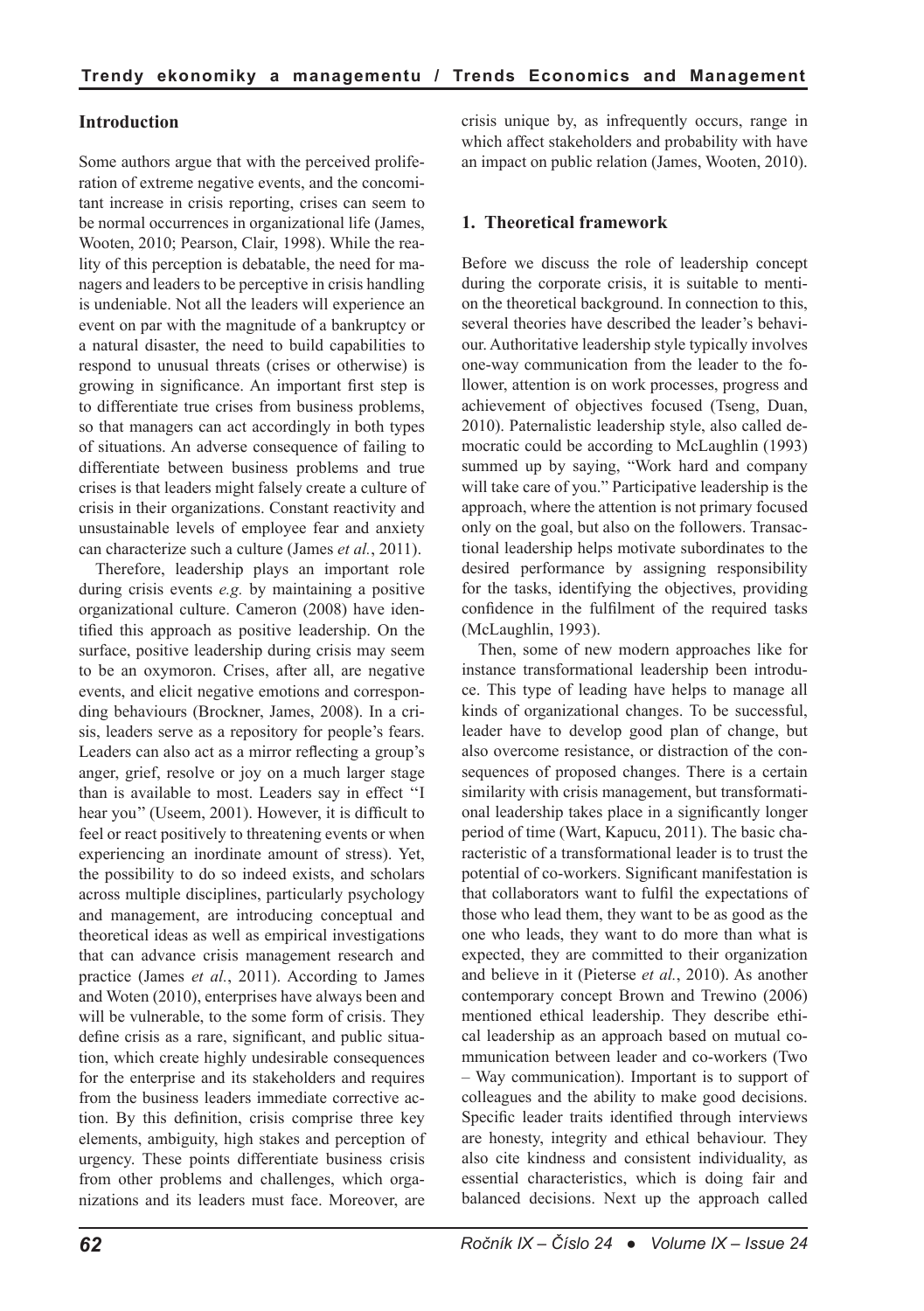## Introduction

Some authors argue that with the perceived proliferation of extreme negative events, and the concomitant increase in crisis reporting, crises can seem to be normal occurrences in organizational life (James, Wooten, 2010; Pearson, Clair, 1998). While the reality of this perception is debatable, the need for managers and leaders to be perceptive in crisis handling is undeniable. Not all the leaders will experience an event on par with the magnitude of a bankruptcy or a natural disaster, the need to build capabilities to respond to unusual threats (crises or otherwise) is growing in significance. An important first step is to differentiate true crises from business problems, so that managers can act accordingly in both types of situations. An adverse consequence of failing to differentiate between business problems and true crises is that leaders might falsely create a culture of crisis in their organizations. Constant reactivity and unsustainable levels of employee fear and anxiety can characterize such a culture (James *et al.*, 2011).

Therefore, leadership plays an important role during crisis events *e.g.* by maintaining a positive organizational culture. Cameron (2008) have identified this approach as positive leadership. On the surface, positive leadership during crisis may seem to be an oxymoron. Crises, after all, are negative events, and elicit negative emotions and corresponding behaviours (Brockner, James, 2008). In a crisis, leaders serve as a repository for people's fears. Leaders can also act as a mirror reflecting a group's anger, grief, resolve or joy on a much larger stage than is available to most. Leaders say in effect ''I hear you'' (Useem, 2001). However, it is difficult to feel or react positively to threatening events or when experiencing an inordinate amount of stress). Yet, the possibility to do so indeed exists, and scholars across multiple disciplines, particularly psychology and management, are introducing conceptual and theoretical ideas as well as empirical investigations that can advance crisis management research and practice (James *et al.*, 2011). According to James and Woten (2010), enterprises have always been and will be vulnerable, to the some form of crisis. They define crisis as a rare, significant, and public situation, which create highly undesirable consequences for the enterprise and its stakeholders and requires from the business leaders immediate corrective action. By this definition, crisis comprise three key elements, ambiguity, high stakes and perception of urgency. These points differentiate business crisis from other problems and challenges, which organizations and its leaders must face. Moreover, are crisis unique by, as infrequently occurs, range in which affect stakeholders and probability with have an impact on public relation (James, Wooten, 2010).

## 1. Theoretical framework

Before we discuss the role of leadership concept during the corporate crisis, it is suitable to mention the theoretical background. In connection to this, several theories have described the leader's behaviour. Authoritative leadership style typically involves one-way communication from the leader to the follower, attention is on work processes, progress and achievement of objectives focused (Tseng, Duan, 2010). Paternalistic leadership style, also called democratic could be according to McLaughlin (1993) summed up by saying, "Work hard and company will take care of you." Participative leadership is the approach, where the attention is not primary focused only on the goal, but also on the followers. Transactional leadership helps motivate subordinates to the desired performance by assigning responsibility for the tasks, identifying the objectives, providing confidence in the fulfilment of the required tasks (McLaughlin, 1993).

Then, some of new modern approaches like for instance transformational leadership been introduce. This type of leading have helps to manage all kinds of organizational changes. To be successful, leader have to develop good plan of change, but also overcome resistance, or distraction of the consequences of proposed changes. There is a certain similarity with crisis management, but transformational leadership takes place in a significantly longer period of time (Wart, Kapucu, 2011). The basic characteristic of a transformational leader is to trust the potential of co-workers. Significant manifestation is that collaborators want to fulfil the expectations of those who lead them, they want to be as good as the one who leads, they want to do more than what is expected, they are committed to their organization and believe in it (Pieterse *et al.*, 2010). As another contemporary concept Brown and Trewino (2006) mentioned ethical leadership. They describe ethical leadership as an approach based on mutual communication between leader and co-workers (Two – Way communication). Important is to support of colleagues and the ability to make good decisions. Specific leader traits identified through interviews are honesty, integrity and ethical behaviour. They also cite kindness and consistent individuality, as essential characteristics, which is doing fair and balanced decisions. Next up the approach called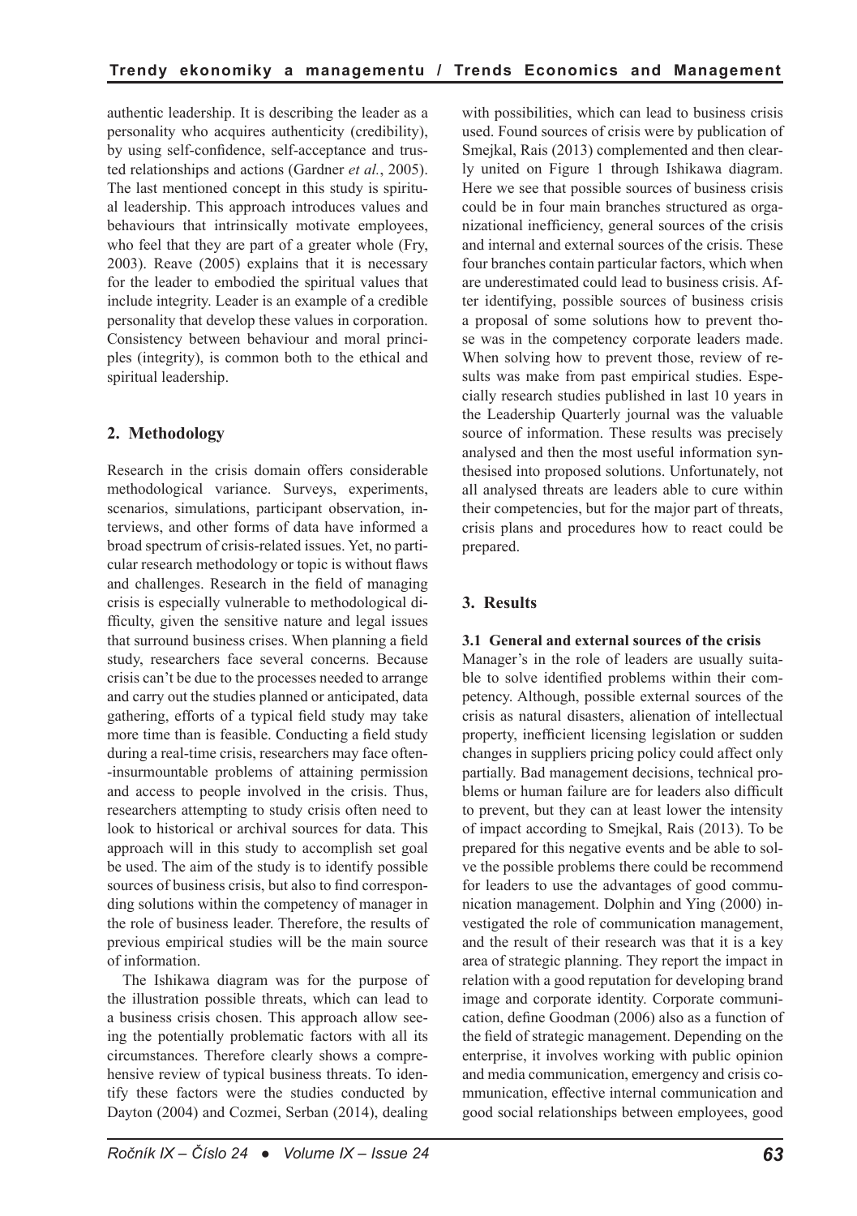authentic leadership. It is describing the leader as a personality who acquires authenticity (credibility), by using self-confidence, self-acceptance and trusted relationships and actions (Gardner *et al.*, 2005). The last mentioned concept in this study is spiritual leadership. This approach introduces values and behaviours that intrinsically motivate employees, who feel that they are part of a greater whole (Fry, 2003). Reave (2005) explains that it is necessary for the leader to embodied the spiritual values that include integrity. Leader is an example of a credible personality that develop these values in corporation. Consistency between behaviour and moral principles (integrity), is common both to the ethical and spiritual leadership.

## 2. Methodology

Research in the crisis domain offers considerable methodological variance. Surveys, experiments, scenarios, simulations, participant observation, interviews, and other forms of data have informed a broad spectrum of crisis-related issues. Yet, no particular research methodology or topic is without flaws and challenges. Research in the field of managing crisis is especially vulnerable to methodological difficulty, given the sensitive nature and legal issues that surround business crises. When planning a field study, researchers face several concerns. Because crisis can't be due to the processes needed to arrange and carry out the studies planned or anticipated, data gathering, efforts of a typical field study may take more time than is feasible. Conducting a field study during a real-time crisis, researchers may face often-insurmountable problems of attaining permission and access to people involved in the crisis. Thus, researchers attempting to study crisis often need to look to historical or archival sources for data. This approach will in this study to accomplish set goal be used. The aim of the study is to identify possible sources of business crisis, but also to find corresponding solutions within the competency of manager in the role of business leader. Therefore, the results of previous empirical studies will be the main source of information.

The Ishikawa diagram was for the purpose of the illustration possible threats, which can lead to a business crisis chosen. This approach allow seeing the potentially problematic factors with all its circumstances. Therefore clearly shows a comprehensive review of typical business threats. To identify these factors were the studies conducted by Dayton (2004) and Cozmei, Serban (2014), dealing with possibilities, which can lead to business crisis used. Found sources of crisis were by publication of Smejkal, Rais (2013) complemented and then clearly united on Figure 1 through Ishikawa diagram. Here we see that possible sources of business crisis could be in four main branches structured as organizational inefficiency, general sources of the crisis and internal and external sources of the crisis. These four branches contain particular factors, which when are underestimated could lead to business crisis. After identifying, possible sources of business crisis a proposal of some solutions how to prevent those was in the competency corporate leaders made. When solving how to prevent those, review of results was make from past empirical studies. Especially research studies published in last 10 years in the Leadership Quarterly journal was the valuable source of information. These results was precisely analysed and then the most useful information synthesised into proposed solutions. Unfortunately, not all analysed threats are leaders able to cure within their competencies, but for the major part of threats, crisis plans and procedures how to react could be prepared.

## 3. Results

### 3.1 General and external sources of the crisis

Manager's in the role of leaders are usually suitable to solve identified problems within their competency. Although, possible external sources of the crisis as natural disasters, alienation of intellectual property, inefficient licensing legislation or sudden changes in suppliers pricing policy could affect only partially. Bad management decisions, technical problems or human failure are for leaders also difficult to prevent, but they can at least lower the intensity of impact according to Smejkal, Rais (2013). To be prepared for this negative events and be able to solve the possible problems there could be recommend for leaders to use the advantages of good communication management. Dolphin and Ying (2000) investigated the role of communication management, and the result of their research was that it is a key area of strategic planning. They report the impact in relation with a good reputation for developing brand image and corporate identity. Corporate communication, define Goodman (2006) also as a function of the field of strategic management. Depending on the enterprise, it involves working with public opinion and media communication, emergency and crisis communication, effective internal communication and good social relationships between employees, good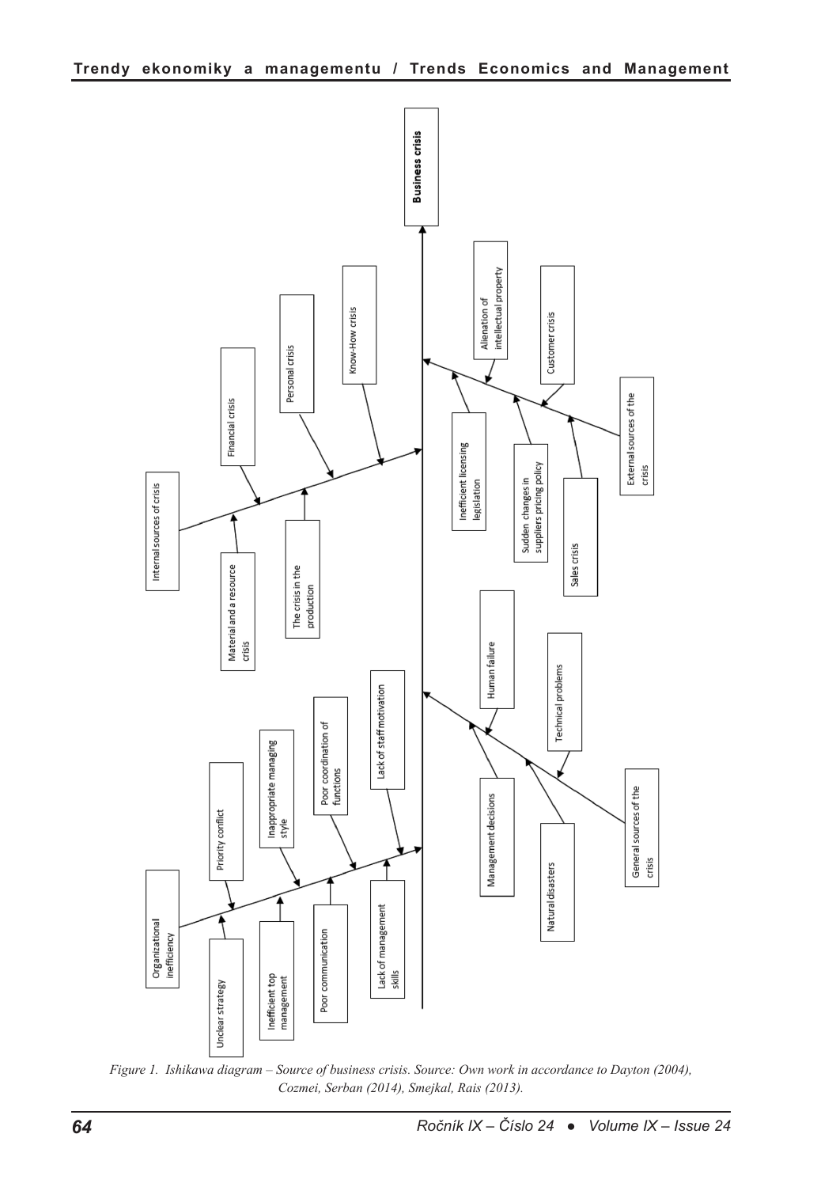*Figure 1. Ishikawa diagram – Source of business crisis. Source: Own work in accordance to Dayton (2004), Cozmei, Serban (2014), Smejkal, Rais (2013).*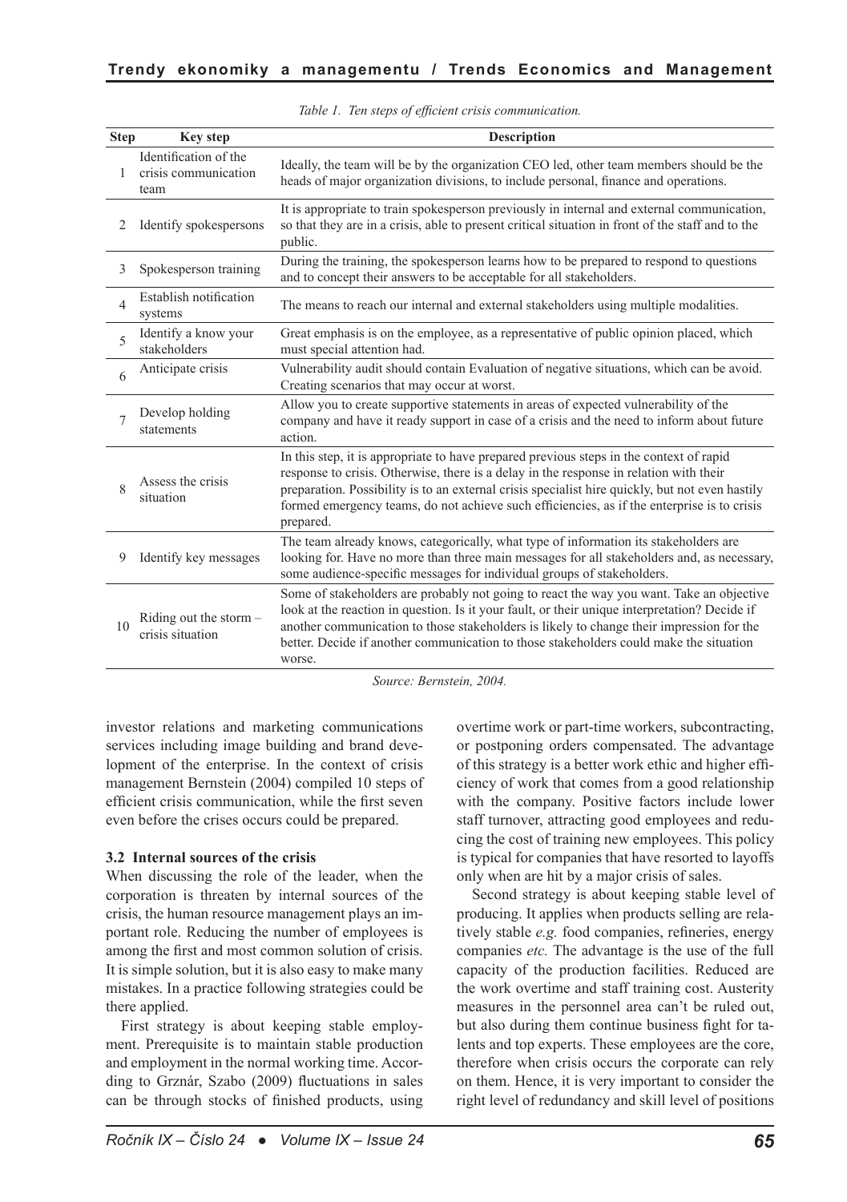*Table 1. Ten steps of efficient crisis communication.*

| Step | Key step | Description |
|---|---|---|
| 1 | Identification of the crisis communication team | Ideally, the team will be by the organization CEO led, other team members should be the heads of major organization divisions, to include personal, finance and operations. |
| 2 | Identify spokespersons | It is appropriate to train spokesperson previously in internal and external communication, so that they are in a crisis, able to present critical situation in front of the staff and to the public. |
| 3 | Spokesperson training | During the training, the spokesperson learns how to be prepared to respond to questions and to concept their answers to be acceptable for all stakeholders. |
| 4 | Establish notification systems | The means to reach our internal and external stakeholders using multiple modalities. |
| 5 | Identify a know your stakeholders | Great emphasis is on the employee, as a representative of public opinion placed, which must special attention had. |
| 6 | Anticipate crisis | Vulnerability audit should contain Evaluation of negative situations, which can be avoid. Creating scenarios that may occur at worst. |
| 7 | Develop holding statements | Allow you to create supportive statements in areas of expected vulnerability of the company and have it ready support in case of a crisis and the need to inform about future action. |
| 8 | Assess the crisis situation | In this step, it is appropriate to have prepared previous steps in the context of rapid response to crisis. Otherwise, there is a delay in the response in relation with their preparation. Possibility is to an external crisis specialist hire quickly, but not even hastily formed emergency teams, do not achieve such efficiencies, as if the enterprise is to crisis prepared. |
| 9 | Identify key messages | The team already knows, categorically, what type of information its stakeholders are looking for. Have no more than three main messages for all stakeholders and, as necessary, some audience-specific messages for individual groups of stakeholders. |
| 10 | Riding out the storm – crisis situation | Some of stakeholders are probably not going to react the way you want. Take an objective look at the reaction in question. Is it your fault, or their unique interpretation? Decide if another communication to those stakeholders is likely to change their impression for the better. Decide if another communication to those stakeholders could make the situation worse. |

*Source: Bernstein, 2004.*

investor relations and marketing communications services including image building and brand development of the enterprise. In the context of crisis management Bernstein (2004) compiled 10 steps of efficient crisis communication, while the first seven even before the crises occurs could be prepared.

### 3.2 Internal sources of the crisis

When discussing the role of the leader, when the corporation is threaten by internal sources of the crisis, the human resource management plays an important role. Reducing the number of employees is among the first and most common solution of crisis. It is simple solution, but it is also easy to make many mistakes. In a practice following strategies could be there applied.

First strategy is about keeping stable employment. Prerequisite is to maintain stable production and employment in the normal working time. According to Grznár, Szabo (2009) fluctuations in sales can be through stocks of finished products, using overtime work or part-time workers, subcontracting, or postponing orders compensated. The advantage of this strategy is a better work ethic and higher efficiency of work that comes from a good relationship with the company. Positive factors include lower staff turnover, attracting good employees and reducing the cost of training new employees. This policy is typical for companies that have resorted to layoffs only when are hit by a major crisis of sales.

Second strategy is about keeping stable level of producing. It applies when products selling are relatively stable *e.g.* food companies, refineries, energy companies *etc.* The advantage is the use of the full capacity of the production facilities. Reduced are the work overtime and staff training cost. Austerity measures in the personnel area can't be ruled out, but also during them continue business fight for talents and top experts. These employees are the core, therefore when crisis occurs the corporate can rely on them. Hence, it is very important to consider the right level of redundancy and skill level of positions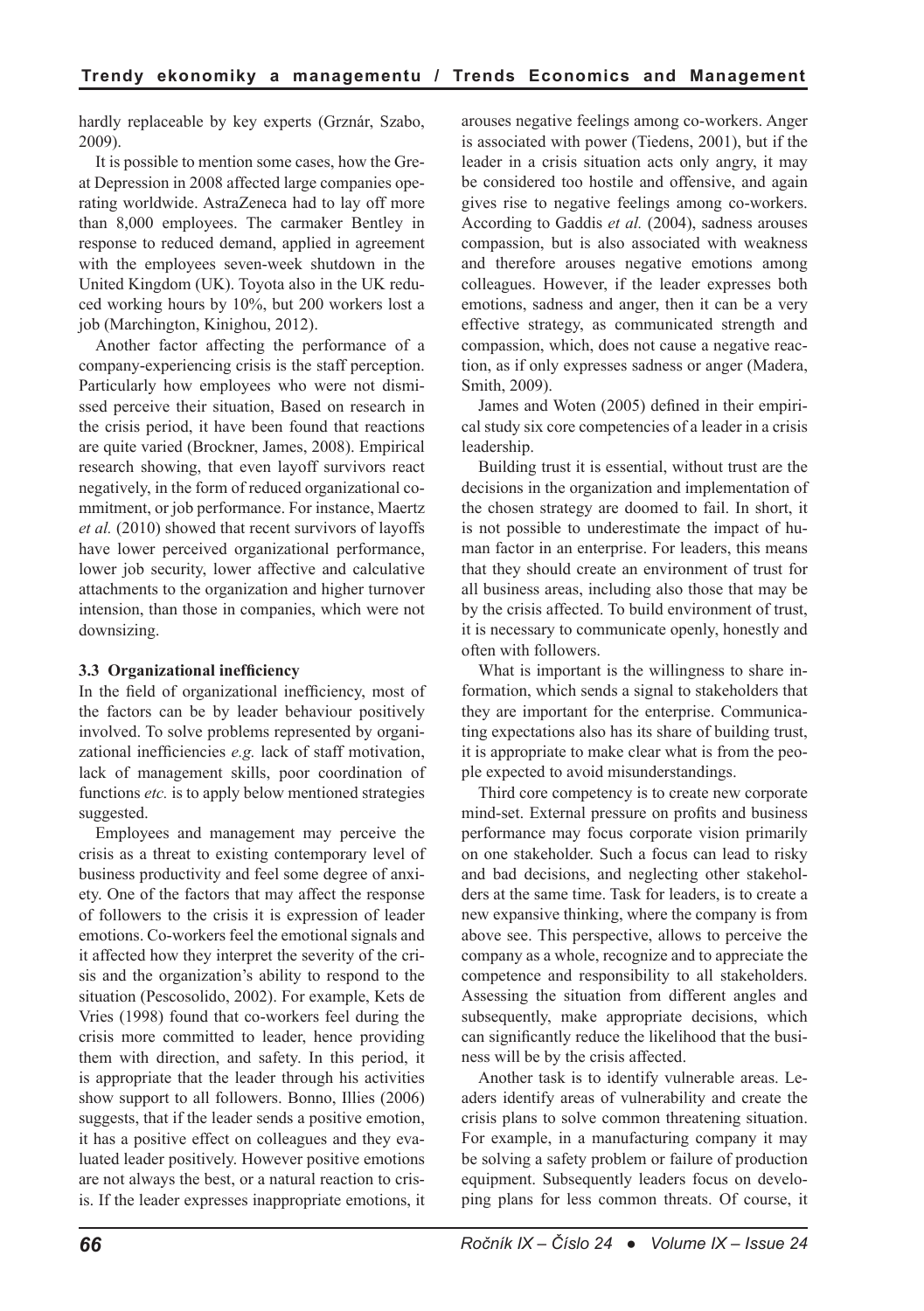hardly replaceable by key experts (Grznár, Szabo, 2009).

It is possible to mention some cases, how the Great Depression in 2008 affected large companies operating worldwide. AstraZeneca had to lay off more than 8,000 employees. The carmaker Bentley in response to reduced demand, applied in agreement with the employees seven-week shutdown in the United Kingdom (UK). Toyota also in the UK reduced working hours by 10%, but 200 workers lost a job (Marchington, Kinighou, 2012).

Another factor affecting the performance of a company-experiencing crisis is the staff perception. Particularly how employees who were not dismissed perceive their situation, Based on research in the crisis period, it have been found that reactions are quite varied (Brockner, James, 2008). Empirical research showing, that even layoff survivors react negatively, in the form of reduced organizational commitment, or job performance. For instance, Maertz *et al.* (2010) showed that recent survivors of layoffs have lower perceived organizational performance, lower job security, lower affective and calculative attachments to the organization and higher turnover intension, than those in companies, which were not downsizing.

### 3.3 Organizational inefficiency

In the field of organizational inefficiency, most of the factors can be by leader behaviour positively involved. To solve problems represented by organizational inefficiencies *e.g.* lack of staff motivation, lack of management skills, poor coordination of functions *etc.* is to apply below mentioned strategies suggested.

Employees and management may perceive the crisis as a threat to existing contemporary level of business productivity and feel some degree of anxiety. One of the factors that may affect the response of followers to the crisis it is expression of leader emotions. Co-workers feel the emotional signals and it affected how they interpret the severity of the crisis and the organization's ability to respond to the situation (Pescosolido, 2002). For example, Kets de Vries (1998) found that co-workers feel during the crisis more committed to leader, hence providing them with direction, and safety. In this period, it is appropriate that the leader through his activities show support to all followers. Bonno, Illies (2006) suggests, that if the leader sends a positive emotion, it has a positive effect on colleagues and they evaluated leader positively. However positive emotions are not always the best, or a natural reaction to crisis. If the leader expresses inappropriate emotions, it arouses negative feelings among co-workers. Anger is associated with power (Tiedens, 2001), but if the leader in a crisis situation acts only angry, it may be considered too hostile and offensive, and again gives rise to negative feelings among co-workers. According to Gaddis *et al.* (2004), sadness arouses compassion, but is also associated with weakness and therefore arouses negative emotions among colleagues. However, if the leader expresses both emotions, sadness and anger, then it can be a very effective strategy, as communicated strength and compassion, which, does not cause a negative reaction, as if only expresses sadness or anger (Madera, Smith, 2009).

James and Woten (2005) defined in their empirical study six core competencies of a leader in a crisis leadership.

Building trust it is essential, without trust are the decisions in the organization and implementation of the chosen strategy are doomed to fail. In short, it is not possible to underestimate the impact of human factor in an enterprise. For leaders, this means that they should create an environment of trust for all business areas, including also those that may be by the crisis affected. To build environment of trust, it is necessary to communicate openly, honestly and often with followers.

What is important is the willingness to share information, which sends a signal to stakeholders that they are important for the enterprise. Communicating expectations also has its share of building trust, it is appropriate to make clear what is from the people expected to avoid misunderstandings.

Third core competency is to create new corporate mind-set. External pressure on profits and business performance may focus corporate vision primarily on one stakeholder. Such a focus can lead to risky and bad decisions, and neglecting other stakeholders at the same time. Task for leaders, is to create a new expansive thinking, where the company is from above see. This perspective, allows to perceive the company as a whole, recognize and to appreciate the competence and responsibility to all stakeholders. Assessing the situation from different angles and subsequently, make appropriate decisions, which can significantly reduce the likelihood that the business will be by the crisis affected.

Another task is to identify vulnerable areas. Leaders identify areas of vulnerability and create the crisis plans to solve common threatening situation. For example, in a manufacturing company it may be solving a safety problem or failure of production equipment. Subsequently leaders focus on developing plans for less common threats. Of course, it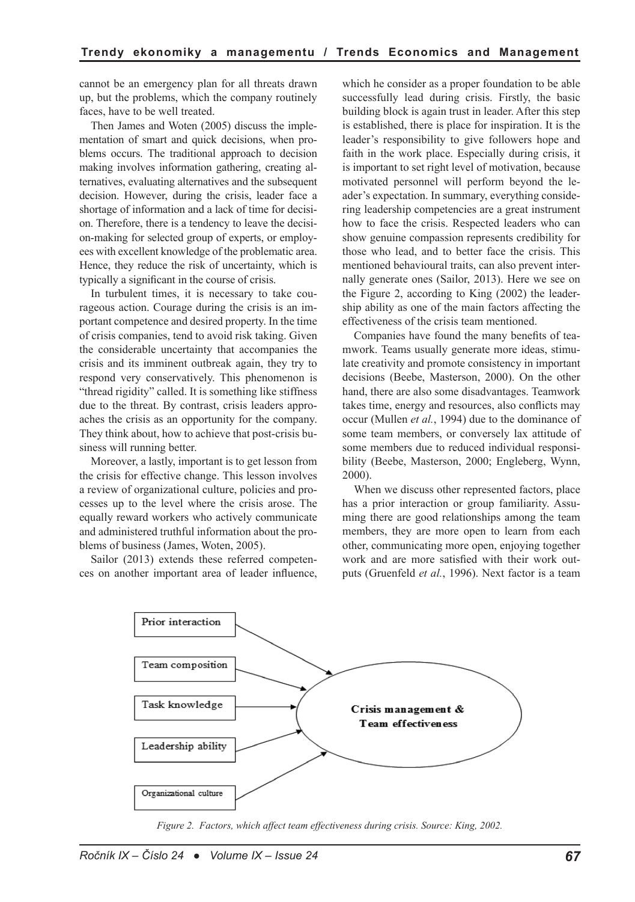cannot be an emergency plan for all threats drawn up, but the problems, which the company routinely faces, have to be well treated.

Then James and Woten (2005) discuss the implementation of smart and quick decisions, when problems occurs. The traditional approach to decision making involves information gathering, creating alternatives, evaluating alternatives and the subsequent decision. However, during the crisis, leader face a shortage of information and a lack of time for decision. Therefore, there is a tendency to leave the decision-making for selected group of experts, or employees with excellent knowledge of the problematic area. Hence, they reduce the risk of uncertainty, which is typically a significant in the course of crisis.

In turbulent times, it is necessary to take courageous action. Courage during the crisis is an important competence and desired property. In the time of crisis companies, tend to avoid risk taking. Given the considerable uncertainty that accompanies the crisis and its imminent outbreak again, they try to respond very conservatively. This phenomenon is "thread rigidity" called. It is something like stiffness due to the threat. By contrast, crisis leaders approaches the crisis as an opportunity for the company. They think about, how to achieve that post-crisis business will running better.

Moreover, a lastly, important is to get lesson from the crisis for effective change. This lesson involves a review of organizational culture, policies and processes up to the level where the crisis arose. The equally reward workers who actively communicate and administered truthful information about the problems of business (James, Woten, 2005).

Sailor (2013) extends these referred competences on another important area of leader influence, which he consider as a proper foundation to be able successfully lead during crisis. Firstly, the basic building block is again trust in leader. After this step is established, there is place for inspiration. It is the leader's responsibility to give followers hope and faith in the work place. Especially during crisis, it is important to set right level of motivation, because motivated personnel will perform beyond the leader's expectation. In summary, everything considering leadership competencies are a great instrument how to face the crisis. Respected leaders who can show genuine compassion represents credibility for those who lead, and to better face the crisis. This mentioned behavioural traits, can also prevent internally generate ones (Sailor, 2013). Here we see on the Figure 2, according to King (2002) the leadership ability as one of the main factors affecting the effectiveness of the crisis team mentioned.

Companies have found the many benefits of teamwork. Teams usually generate more ideas, stimulate creativity and promote consistency in important decisions (Beebe, Masterson, 2000). On the other hand, there are also some disadvantages. Teamwork takes time, energy and resources, also conflicts may occur (Mullen *et al.*, 1994) due to the dominance of some team members, or conversely lax attitude of some members due to reduced individual responsibility (Beebe, Masterson, 2000; Engleberg, Wynn, 2000).

When we discuss other represented factors, place has a prior interaction or group familiarity. Assuming there are good relationships among the team members, they are more open to learn from each other, communicating more open, enjoying together work and are more satisfied with their work outputs (Gruenfeld *et al.*, 1996). Next factor is a team

Prior interaction → Crisis management & Team effectiveness
Team composition → Crisis management & Team effectiveness
Task knowledge → Crisis management & Team effectiveness
Leadership ability → Crisis management & Team effectiveness
Organizational culture → Crisis management & Team effectiveness

*Figure 2. Factors, which affect team effectiveness during crisis. Source: King, 2002.*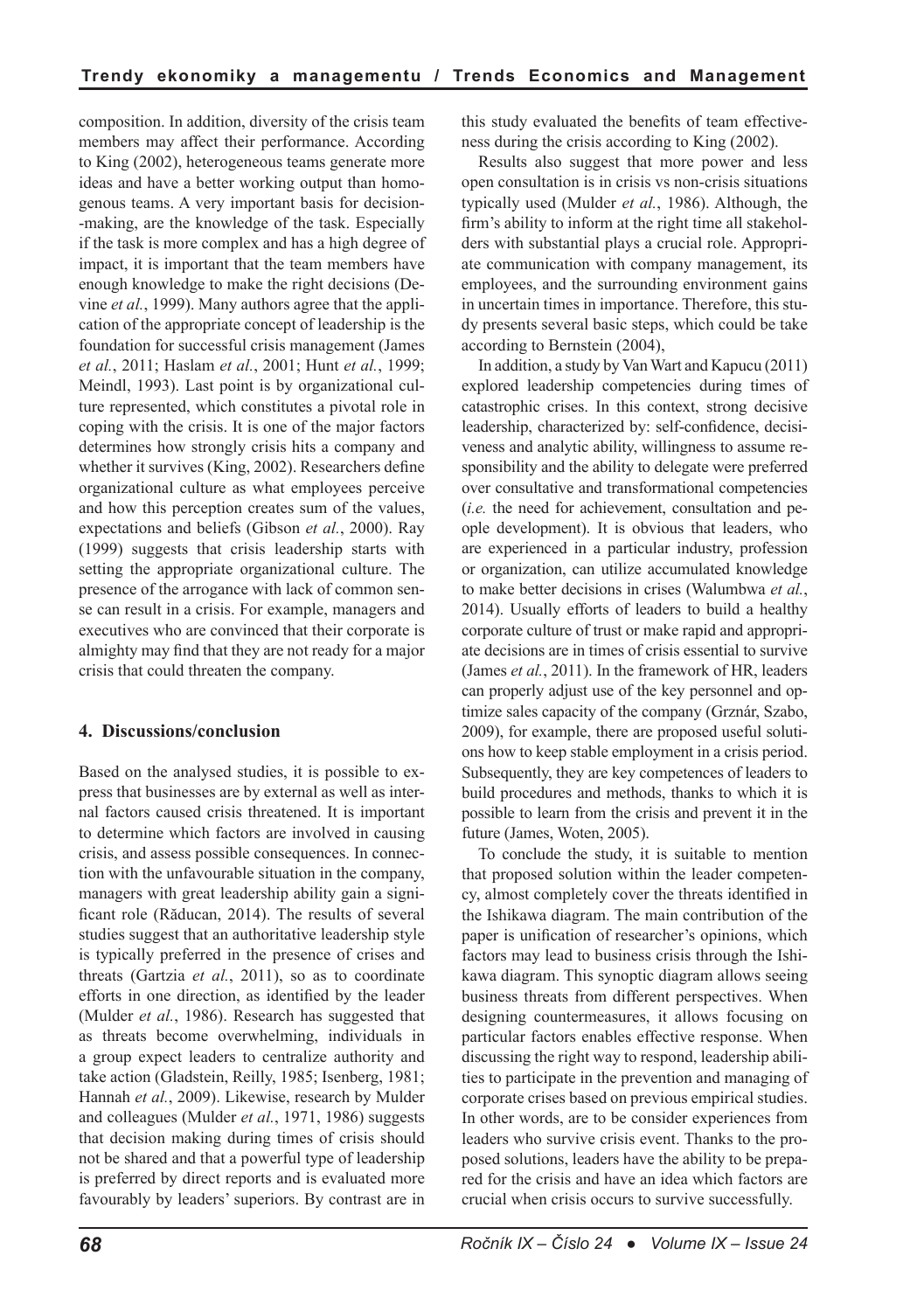composition. In addition, diversity of the crisis team members may affect their performance. According to King (2002), heterogeneous teams generate more ideas and have a better working output than homogenous teams. A very important basis for decision-making, are the knowledge of the task. Especially if the task is more complex and has a high degree of impact, it is important that the team members have enough knowledge to make the right decisions (Devine *et al.*, 1999). Many authors agree that the application of the appropriate concept of leadership is the foundation for successful crisis management (James *et al.*, 2011; Haslam *et al.*, 2001; Hunt *et al.*, 1999; Meindl, 1993). Last point is by organizational culture represented, which constitutes a pivotal role in coping with the crisis. It is one of the major factors determines how strongly crisis hits a company and whether it survives (King, 2002). Researchers define organizational culture as what employees perceive and how this perception creates sum of the values, expectations and beliefs (Gibson *et al.*, 2000). Ray (1999) suggests that crisis leadership starts with setting the appropriate organizational culture. The presence of the arrogance with lack of common sense can result in a crisis. For example, managers and executives who are convinced that their corporate is almighty may find that they are not ready for a major crisis that could threaten the company.

## 4. Discussions/conclusion

Based on the analysed studies, it is possible to express that businesses are by external as well as internal factors caused crisis threatened. It is important to determine which factors are involved in causing crisis, and assess possible consequences. In connection with the unfavourable situation in the company, managers with great leadership ability gain a significant role (Răducan, 2014). The results of several studies suggest that an authoritative leadership style is typically preferred in the presence of crises and threats (Gartzia *et al.*, 2011), so as to coordinate efforts in one direction, as identified by the leader (Mulder *et al.*, 1986). Research has suggested that as threats become overwhelming, individuals in a group expect leaders to centralize authority and take action (Gladstein, Reilly, 1985; Isenberg, 1981; Hannah *et al.*, 2009). Likewise, research by Mulder and colleagues (Mulder *et al.*, 1971, 1986) suggests that decision making during times of crisis should not be shared and that a powerful type of leadership is preferred by direct reports and is evaluated more favourably by leaders' superiors. By contrast are in this study evaluated the benefits of team effectiveness during the crisis according to King (2002).

Results also suggest that more power and less open consultation is in crisis vs non-crisis situations typically used (Mulder *et al.*, 1986). Although, the firm's ability to inform at the right time all stakeholders with substantial plays a crucial role. Appropriate communication with company management, its employees, and the surrounding environment gains in uncertain times in importance. Therefore, this study presents several basic steps, which could be take according to Bernstein (2004),

In addition, a study by Van Wart and Kapucu (2011) explored leadership competencies during times of catastrophic crises. In this context, strong decisive leadership, characterized by: self-confidence, decisiveness and analytic ability, willingness to assume responsibility and the ability to delegate were preferred over consultative and transformational competencies (*i.e.* the need for achievement, consultation and people development). It is obvious that leaders, who are experienced in a particular industry, profession or organization, can utilize accumulated knowledge to make better decisions in crises (Walumbwa *et al.*, 2014). Usually efforts of leaders to build a healthy corporate culture of trust or make rapid and appropriate decisions are in times of crisis essential to survive (James *et al.*, 2011). In the framework of HR, leaders can properly adjust use of the key personnel and optimize sales capacity of the company (Grznár, Szabo, 2009), for example, there are proposed useful solutions how to keep stable employment in a crisis period. Subsequently, they are key competences of leaders to build procedures and methods, thanks to which it is possible to learn from the crisis and prevent it in the future (James, Woten, 2005).

To conclude the study, it is suitable to mention that proposed solution within the leader competency, almost completely cover the threats identified in the Ishikawa diagram. The main contribution of the paper is unification of researcher's opinions, which factors may lead to business crisis through the Ishikawa diagram. This synoptic diagram allows seeing business threats from different perspectives. When designing countermeasures, it allows focusing on particular factors enables effective response. When discussing the right way to respond, leadership abilities to participate in the prevention and managing of corporate crises based on previous empirical studies. In other words, are to be consider experiences from leaders who survive crisis event. Thanks to the proposed solutions, leaders have the ability to be prepared for the crisis and have an idea which factors are crucial when crisis occurs to survive successfully.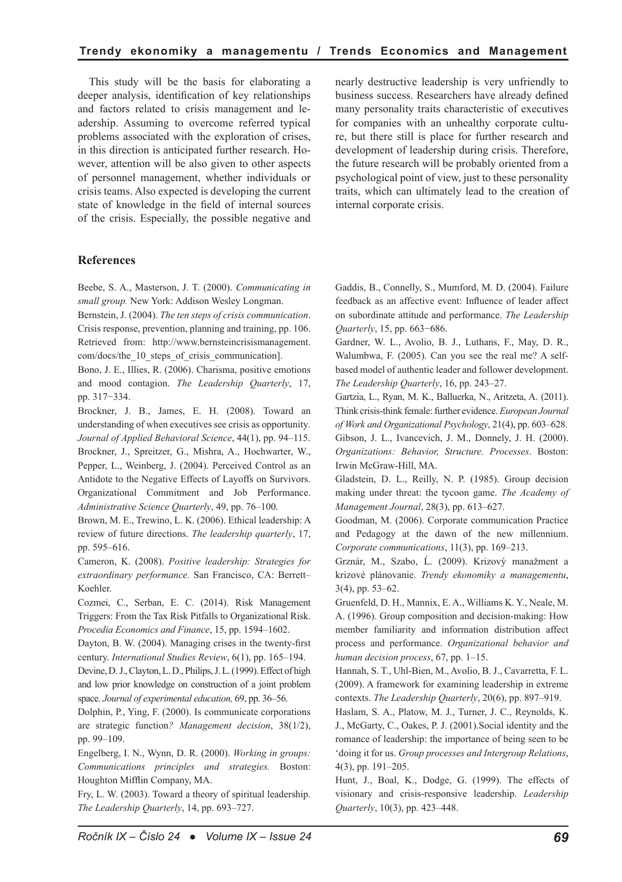This study will be the basis for elaborating a deeper analysis, identification of key relationships and factors related to crisis management and leadership. Assuming to overcome referred typical problems associated with the exploration of crises, in this direction is anticipated further research. However, attention will be also given to other aspects of personnel management, whether individuals or crisis teams. Also expected is developing the current state of knowledge in the field of internal sources of the crisis. Especially, the possible negative and nearly destructive leadership is very unfriendly to business success. Researchers have already defined many personality traits characteristic of executives for companies with an unhealthy corporate culture, but there still is place for further research and development of leadership during crisis. Therefore, the future research will be probably oriented from a psychological point of view, just to these personality traits, which can ultimately lead to the creation of internal corporate crisis.

## References

Beebe, S. A., Masterson, J. T. (2000). *Communicating in small group.* New York: Addison Wesley Longman.

Bernstein, J. (2004). *The ten steps of crisis communication*. Crisis response, prevention, planning and training, pp. 106. Retrieved from: http://www.bernsteincrisismanagement.com/docs/the_10_steps_of_crisis_communication].

Bono, J. E., Illies, R. (2006). Charisma, positive emotions and mood contagion. *The Leadership Quarterly*, 17, pp. 317−334.

Brockner, J. B., James, E. H. (2008). Toward an understanding of when executives see crisis as opportunity. *Journal of Applied Behavioral Science*, 44(1), pp. 94–115.

Brockner, J., Spreitzer, G., Mishra, A., Hochwarter, W., Pepper, L., Weinberg, J. (2004). Perceived Control as an Antidote to the Negative Effects of Layoffs on Survivors. Organizational Commitment and Job Performance. *Administrative Science Quarterly*, 49, pp. 76–100.

Brown, M. E., Trewino, L. K. (2006). Ethical leadership: A review of future directions. *The leadership quarterly*, 17, pp. 595–616.

Cameron, K. (2008). *Positive leadership: Strategies for extraordinary performance*. San Francisco, CA: Berrett–Koehler.

Cozmei, C., Serban, E. C. (2014). Risk Management Triggers: From the Tax Risk Pitfalls to Organizational Risk. *Procedia Economics and Finance*, 15, pp. 1594–1602.

Dayton, B. W. (2004). Managing crises in the twenty-first century. *International Studies Review*, 6(1), pp. 165–194.

Devine, D. J., Clayton, L. D., Philips, J. L. (1999). Effect of high and low prior knowledge on construction of a joint problem space. *Journal of experimental education,* 69, pp. 36–56.

Dolphin, P., Ying, F. (2000). Is communicate corporations are strategic function*? Management decision*, 38(1/2), pp. 99–109.

Engelberg, I. N., Wynn, D. R. (2000). *Working in groups: Communications principles and strategies.* Boston: Houghton Mifflin Company, MA.

Fry, L. W. (2003). Toward a theory of spiritual leadership. *The Leadership Quarterly*, 14, pp. 693–727.

Gaddis, B., Connelly, S., Mumford, M. D. (2004). Failure feedback as an affective event: Influence of leader affect on subordinate attitude and performance. *The Leadership Quarterly*, 15, pp. 663−686.

Gardner, W. L., Avolio, B. J., Luthans, F., May, D. R., Walumbwa, F. (2005). Can you see the real me? A self-based model of authentic leader and follower development. *The Leadership Quarterly*, 16, pp. 243–27.

Gartzia, L., Ryan, M. K., Balluerka, N., Aritzeta, A. (2011). Think crisis-think female: further evidence. *European Journal of Work and Organizational Psychology*, 21(4), pp. 603–628.

Gibson, J. L., Ivancevich, J. M., Donnely, J. H. (2000). *Organizations: Behavior, Structure. Processes*. Boston: Irwin McGraw-Hill, MA.

Gladstein, D. L., Reilly, N. P. (1985). Group decision making under threat: the tycoon game. *The Academy of Management Journal*, 28(3), pp. 613–627.

Goodman, M. (2006). Corporate communication Practice and Pedagogy at the dawn of the new millennium. *Corporate communications*, 11(3), pp. 169–213.

Grznár, M., Szabo, Ľ. (2009). Krizový manažment a krizové plánovanie. *Trendy ekonomiky a managementu*, 3(4), pp. 53–62.

Gruenfeld, D. H., Mannix, E. A., Williams K. Y., Neale, M. A. (1996). Group composition and decision-making: How member familiarity and information distribution affect process and performance. *Organizational behavior and human decision process*, 67, pp. 1–15.

Hannah, S. T., Uhl-Bien, M., Avolio, B. J., Cavarretta, F. L. (2009). A framework for examining leadership in extreme contexts. *The Leadership Quarterly*, 20(6), pp. 897–919.

Haslam, S. A., Platow, M. J., Turner, J. C., Reynolds, K. J., McGarty, C., Oakes, P. J. (2001).Social identity and the romance of leadership: the importance of being seen to be 'doing it for us. *Group processes and Intergroup Relations*, 4(3), pp. 191–205.

Hunt, J., Boal, K., Dodge, G. (1999). The effects of visionary and crisis-responsive leadership. *Leadership Quarterly*, 10(3), pp. 423–448.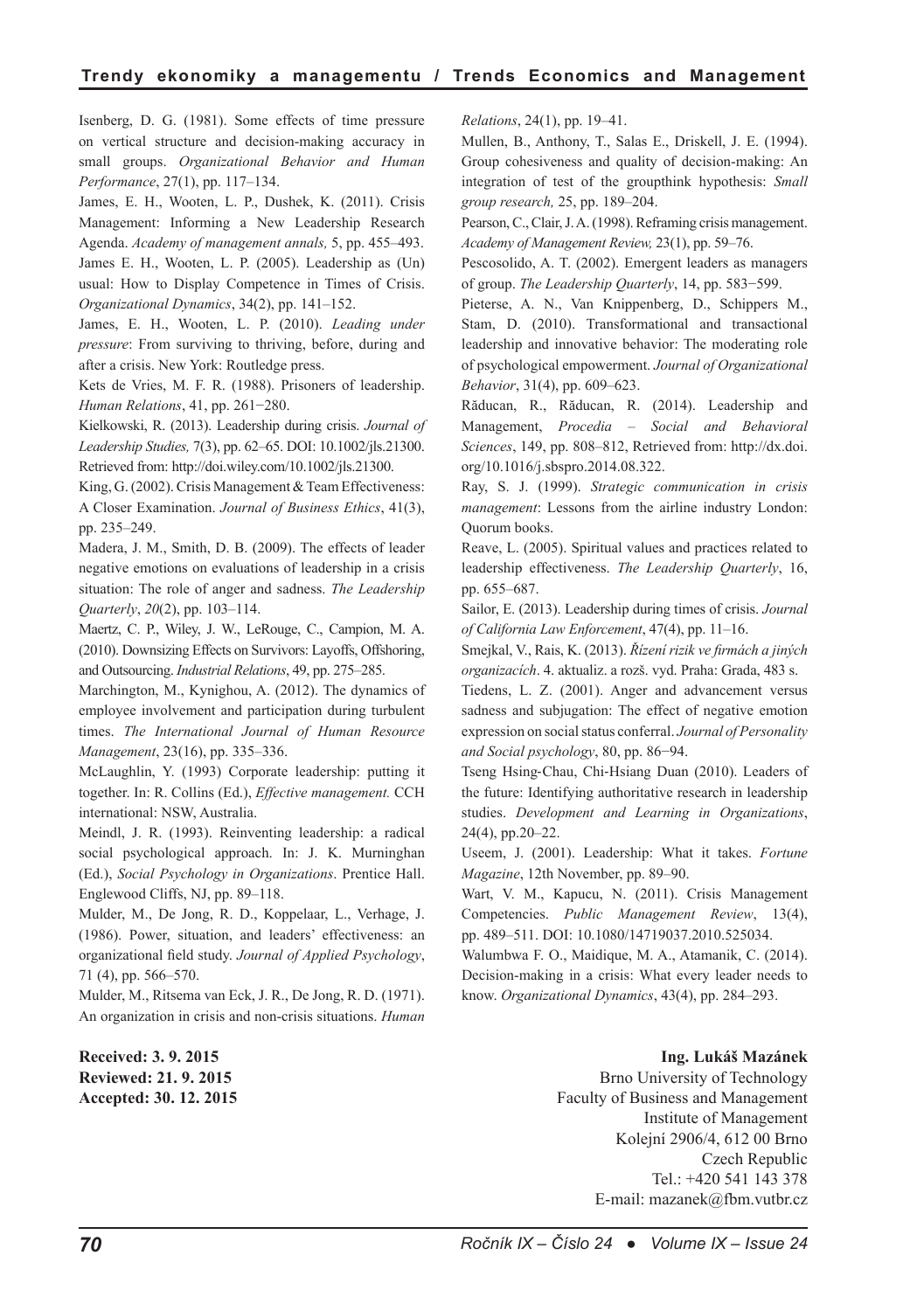Isenberg, D. G. (1981). Some effects of time pressure on vertical structure and decision-making accuracy in small groups. *Organizational Behavior and Human Performance*, 27(1), pp. 117–134.

James, E. H., Wooten, L. P., Dushek, K. (2011). Crisis Management: Informing a New Leadership Research Agenda. *Academy of management annals,* 5, pp. 455–493.

James E. H., Wooten, L. P. (2005). Leadership as (Un) usual: How to Display Competence in Times of Crisis. *Organizational Dynamics*, 34(2), pp. 141–152.

James, E. H., Wooten, L. P. (2010). *Leading under pressure*: From surviving to thriving, before, during and after a crisis. New York: Routledge press.

Kets de Vries, M. F. R. (1988). Prisoners of leadership. *Human Relations*, 41, pp. 261−280.

Kielkowski, R. (2013). Leadership during crisis. *Journal of Leadership Studies,* 7(3), pp. 62–65. DOI: 10.1002/jls.21300. Retrieved from: http://doi.wiley.com/10.1002/jls.21300.

King, G. (2002). Crisis Management & Team Effectiveness: A Closer Examination. *Journal of Business Ethics*, 41(3), pp. 235–249.

Madera, J. M., Smith, D. B. (2009). The effects of leader negative emotions on evaluations of leadership in a crisis situation: The role of anger and sadness. *The Leadership Quarterly*, *20*(2), pp. 103–114.

Maertz, C. P., Wiley, J. W., LeRouge, C., Campion, M. A. (2010). Downsizing Effects on Survivors: Layoffs, Offshoring, and Outsourcing. *Industrial Relations*, 49, pp. 275–285.

Marchington, M., Kynighou, A. (2012). The dynamics of employee involvement and participation during turbulent times. *The International Journal of Human Resource Management*, 23(16), pp. 335–336.

McLaughlin, Y. (1993) Corporate leadership: putting it together. In: R. Collins (Ed.), *Effective management.* CCH international: NSW, Australia.

Meindl, J. R. (1993). Reinventing leadership: a radical social psychological approach. In: J. K. Murninghan (Ed.), *Social Psychology in Organizations*. Prentice Hall. Englewood Cliffs, NJ, pp. 89–118.

Mulder, M., De Jong, R. D., Koppelaar, L., Verhage, J. (1986). Power, situation, and leaders' effectiveness: an organizational field study. *Journal of Applied Psychology*, 71 (4), pp. 566–570.

Mulder, M., Ritsema van Eck, J. R., De Jong, R. D. (1971). An organization in crisis and non-crisis situations. *Human Relations*, 24(1), pp. 19–41.

Mullen, B., Anthony, T., Salas E., Driskell, J. E. (1994). Group cohesiveness and quality of decision-making: An integration of test of the groupthink hypothesis: *Small group research,* 25, pp. 189–204.

Pearson, C., Clair, J. A. (1998). Reframing crisis management. *Academy of Management Review,* 23(1), pp. 59–76.

Pescosolido, A. T. (2002). Emergent leaders as managers of group. *The Leadership Quarterly*, 14, pp. 583−599.

Pieterse, A. N., Van Knippenberg, D., Schippers M., Stam, D. (2010). Transformational and transactional leadership and innovative behavior: The moderating role of psychological empowerment. *Journal of Organizational Behavior*, 31(4), pp. 609–623.

Răducan, R., Răducan, R. (2014). Leadership and Management, *Procedia – Social and Behavioral Sciences*, 149, pp. 808–812, Retrieved from: http://dx.doi.org/10.1016/j.sbspro.2014.08.322.

Ray, S. J. (1999). *Strategic communication in crisis management*: Lessons from the airline industry London: Quorum books.

Reave, L. (2005). Spiritual values and practices related to leadership effectiveness. *The Leadership Quarterly*, 16, pp. 655–687.

Sailor, E. (2013). Leadership during times of crisis. *Journal of California Law Enforcement*, 47(4), pp. 11–16.

Smejkal, V., Rais, K. (2013). *Řízení rizik ve firmách a jiných organizacích*. 4. aktualiz. a rozš. vyd. Praha: Grada, 483 s.

Tiedens, L. Z. (2001). Anger and advancement versus sadness and subjugation: The effect of negative emotion expression on social status conferral. *Journal of Personality and Social psychology*, 80, pp. 86−94.

Tseng Hsing-Chau, Chi-Hsiang Duan (2010). Leaders of the future: Identifying authoritative research in leadership studies. *Development and Learning in Organizations*, 24(4), pp.20–22.

Useem, J. (2001). Leadership: What it takes. *Fortune Magazine*, 12th November, pp. 89–90.

Wart, V. M., Kapucu, N. (2011). Crisis Management Competencies. *Public Management Review*, 13(4), pp. 489–511. DOI: 10.1080/14719037.2010.525034.

Walumbwa F. O., Maidique, M. A., Atamanik, C. (2014). Decision-making in a crisis: What every leader needs to know. *Organizational Dynamics*, 43(4), pp. 284–293.

**Received: 3. 9. 2015**
**Reviewed: 21. 9. 2015**
**Accepted: 30. 12. 2015**

**Ing. Lukáš Mazánek**
Brno University of Technology
Faculty of Business and Management
Institute of Management
Kolejní 2906/4, 612 00 Brno
Czech Republic
Tel.: +420 541 143 378
E-mail: mazanek@fbm.vutbr.cz